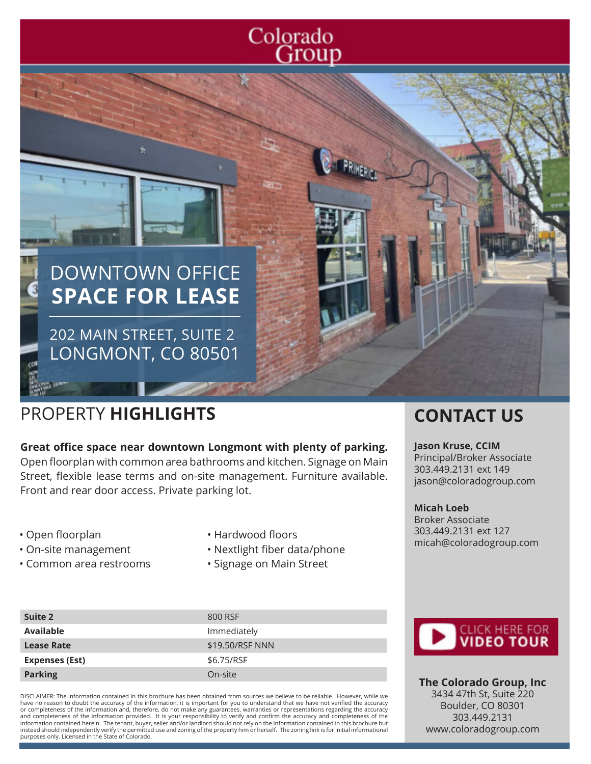Colorado Group

# DOWNTOWN OFFICE **SPACE FOR LEASE**

202 MAIN STREET, SUITE 2
LONGMONT, CO 80501

## PROPERTY **HIGHLIGHTS**

**Great office space near downtown Longmont with plenty of parking.** Open floorplan with common area bathrooms and kitchen. Signage on Main Street, flexible lease terms and on-site management. Furniture available. Front and rear door access. Private parking lot.

- Open floorplan
- On-site management
- Common area restrooms
- Hardwood floors
- Nextlight fiber data/phone
- Signage on Main Street

| | |
|---|---|
| **Suite 2** | 800 RSF |
| **Available** | Immediately |
| **Lease Rate** | $19.50/RSF NNN |
| **Expenses (Est)** | $6.75/RSF |
| **Parking** | On-site |

DISCLAIMER: The information contained in this brochure has been obtained from sources we believe to be reliable. However, while we have no reason to doubt the accuracy of the information, it is important for you to understand that we have not verified the accuracy or completeness of the information and, therefore, do not make any guarantees, warranties or representations regarding the accuracy and completeness of the information provided. It is your responsibility to verify and confirm the accuracy and completeness of the information contained herein. The tenant, buyer, seller and/or landlord should not rely on the information contained in this brochure but instead should independently verify the permitted use and zoning of the property him or herself. The zoning link is for initial informational purposes only. Licensed in the State of Colorado.

## CONTACT US

**Jason Kruse, CCIM**
Principal/Broker Associate
303.449.2131 ext 149
jason@coloradogroup.com

**Micah Loeb**
Broker Associate
303.449.2131 ext 127
micah@coloradogroup.com

CLICK HERE FOR **VIDEO TOUR**

**The Colorado Group, Inc**
3434 47th St, Suite 220
Boulder, CO 80301
303.449.2131
www.coloradogroup.com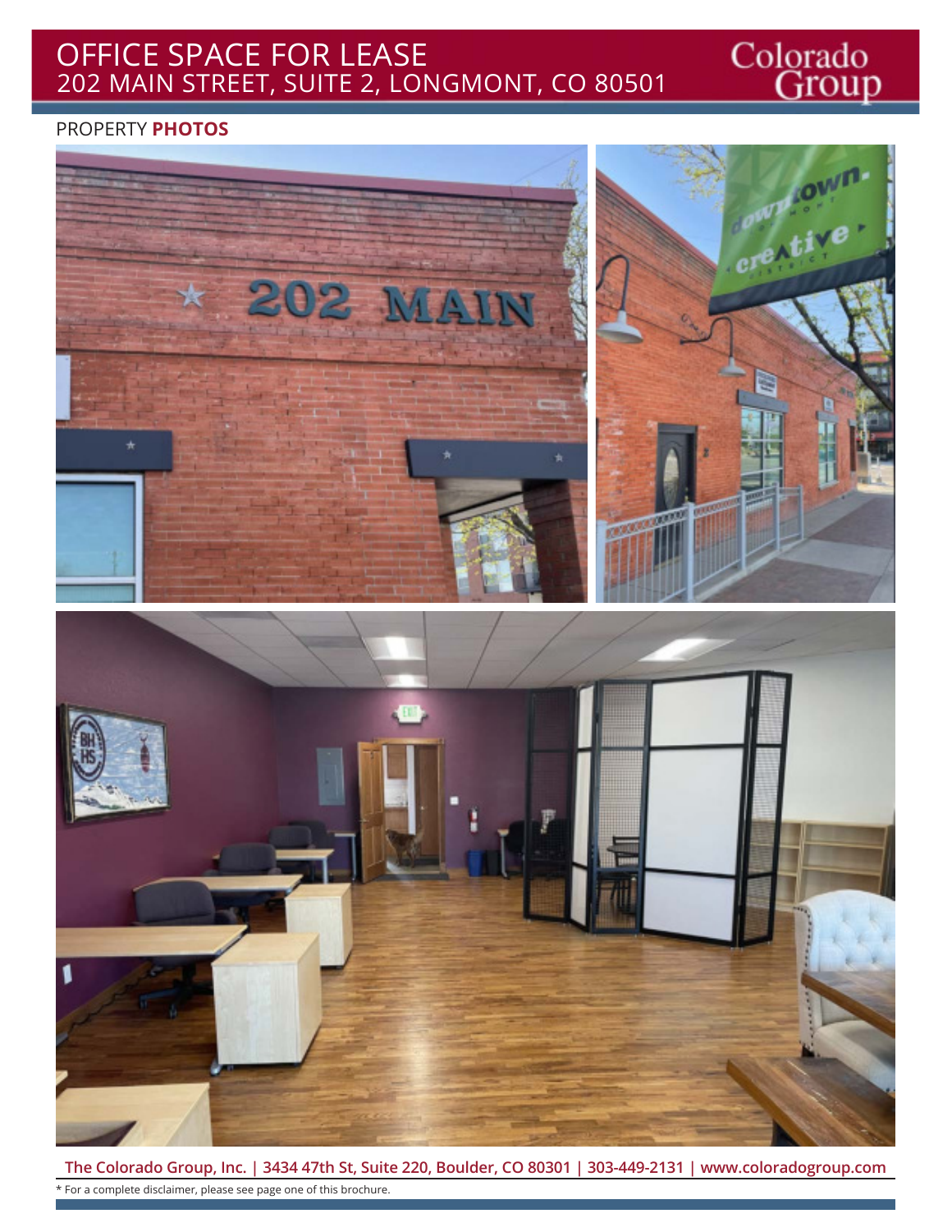# OFFICE SPACE FOR LEASE

## 202 MAIN STREET, SUITE 2, LONGMONT, CO 80501

PROPERTY **PHOTOS**

**The Colorado Group, Inc. | 3434 47th St, Suite 220, Boulder, CO 80301 | 303-449-2131 | www.coloradogroup.com**

* For a complete disclaimer, please see page one of this brochure.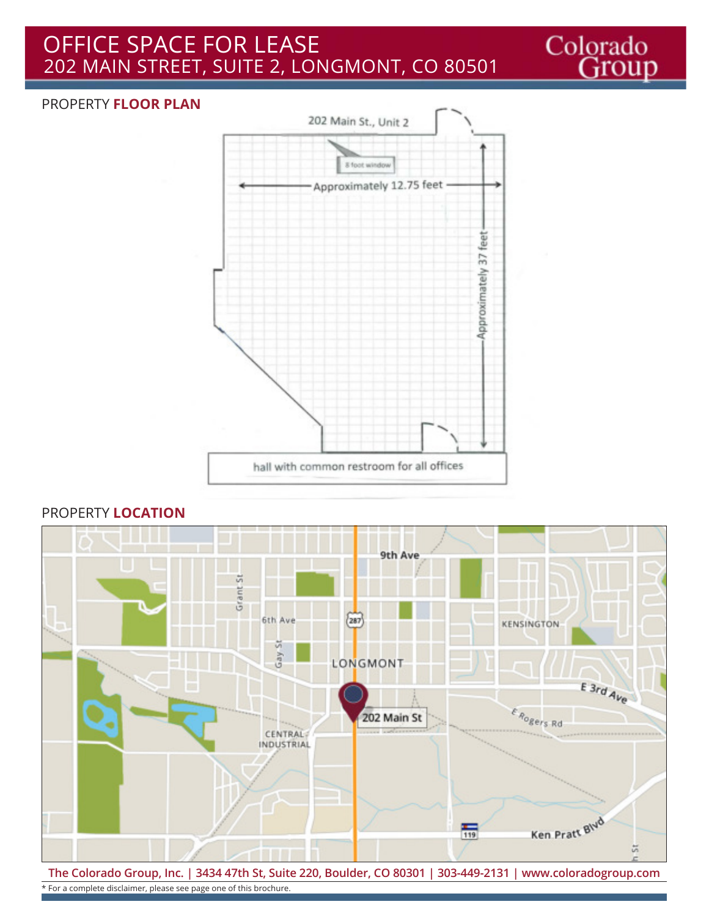# OFFICE SPACE FOR LEASE
## 202 MAIN STREET, SUITE 2, LONGMONT, CO 80501

## PROPERTY **FLOOR PLAN**

202 Main St., Unit 2

8 foot window

Approximately 12.75 feet

Approximately 37 feet

hall with common restroom for all offices

## PROPERTY **LOCATION**

9th Ave

Grant St

6th Ave

287

Gay St

LONGMONT

KENSINGTON

E 3rd Ave

202 Main St

E Rogers Rd

CENTRAL INDUSTRIAL

119

Ken Pratt Blvd

**The Colorado Group, Inc. | 3434 47th St, Suite 220, Boulder, CO 80301 | 303-449-2131 | www.coloradogroup.com**

* For a complete disclaimer, please see page one of this brochure.